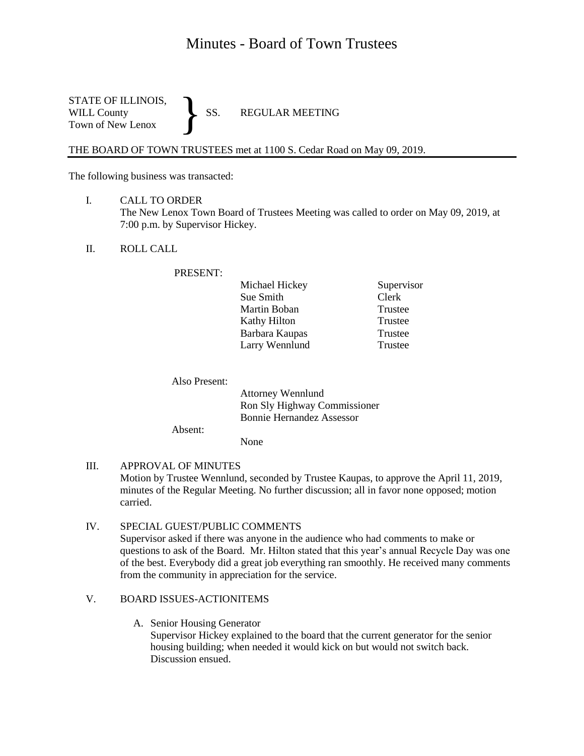# Minutes - Board of Town Trustees

STATE OF ILLINOIS,
WILL County
Town of New Lenox
} SS. REGULAR MEETING

THE BOARD OF TOWN TRUSTEES met at 1100 S. Cedar Road on May 09, 2019.

The following business was transacted:

I. CALL TO ORDER
   The New Lenox Town Board of Trustees Meeting was called to order on May 09, 2019, at 7:00 p.m. by Supervisor Hickey.

II. ROLL CALL

   PRESENT:

   | | |
   |---|---|
   | Michael Hickey | Supervisor |
   | Sue Smith | Clerk |
   | Martin Boban | Trustee |
   | Kathy Hilton | Trustee |
   | Barbara Kaupas | Trustee |
   | Larry Wennlund | Trustee |

   Also Present:
   Attorney Wennlund
   Ron Sly Highway Commissioner
   Bonnie Hernandez Assessor

   Absent:
   None

III. APPROVAL OF MINUTES
   Motion by Trustee Wennlund, seconded by Trustee Kaupas, to approve the April 11, 2019, minutes of the Regular Meeting. No further discussion; all in favor none opposed; motion carried.

IV. SPECIAL GUEST/PUBLIC COMMENTS
   Supervisor asked if there was anyone in the audience who had comments to make or questions to ask of the Board. Mr. Hilton stated that this year's annual Recycle Day was one of the best. Everybody did a great job everything ran smoothly. He received many comments from the community in appreciation for the service.

V. BOARD ISSUES-ACTIONITEMS

   A. Senior Housing Generator
      Supervisor Hickey explained to the board that the current generator for the senior housing building; when needed it would kick on but would not switch back. Discussion ensued.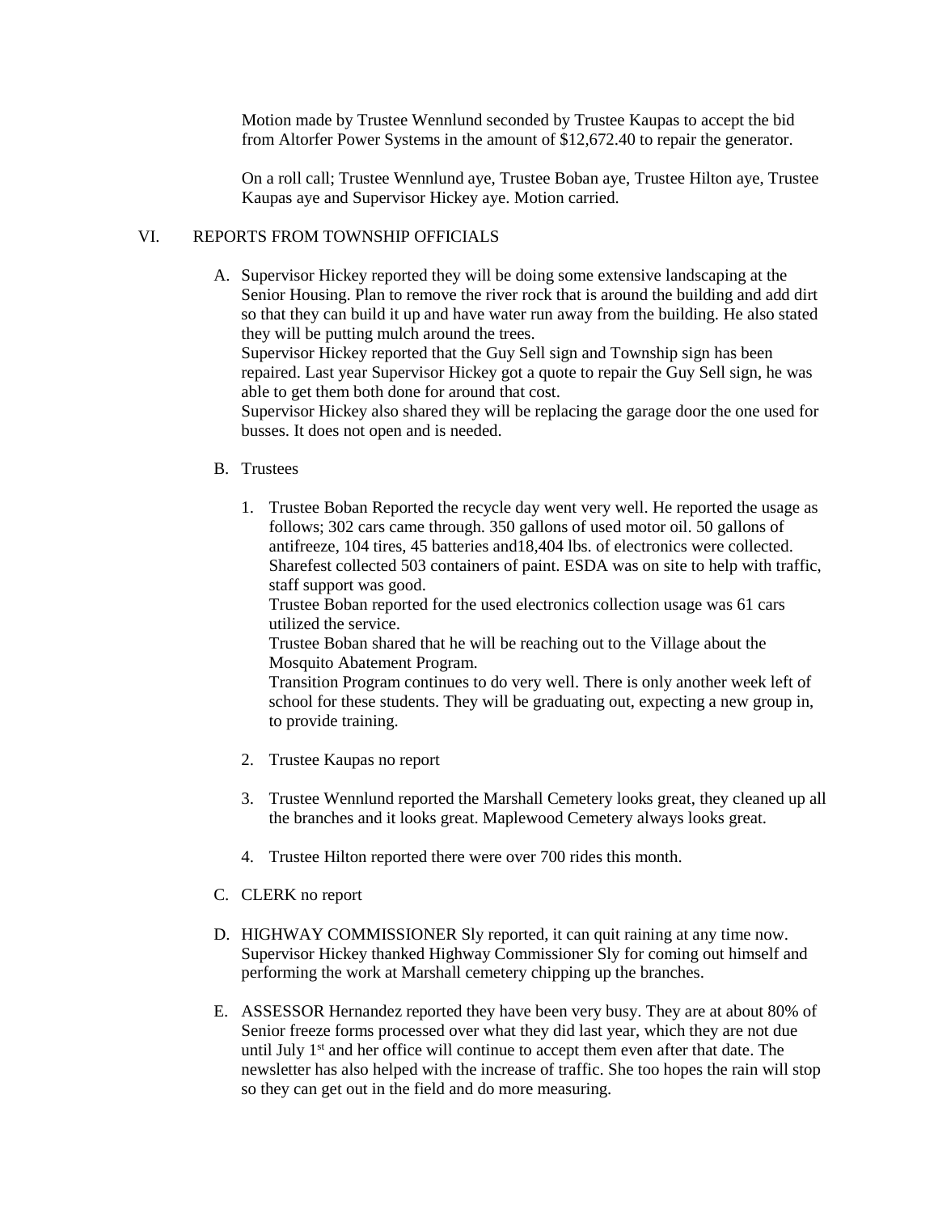Motion made by Trustee Wennlund seconded by Trustee Kaupas to accept the bid from Altorfer Power Systems in the amount of $12,672.40 to repair the generator.

On a roll call; Trustee Wennlund aye, Trustee Boban aye, Trustee Hilton aye, Trustee Kaupas aye and Supervisor Hickey aye. Motion carried.

## VI. REPORTS FROM TOWNSHIP OFFICIALS

A. Supervisor Hickey reported they will be doing some extensive landscaping at the Senior Housing. Plan to remove the river rock that is around the building and add dirt so that they can build it up and have water run away from the building. He also stated they will be putting mulch around the trees.
Supervisor Hickey reported that the Guy Sell sign and Township sign has been repaired. Last year Supervisor Hickey got a quote to repair the Guy Sell sign, he was able to get them both done for around that cost.
Supervisor Hickey also shared they will be replacing the garage door the one used for busses. It does not open and is needed.

B. Trustees

1. Trustee Boban Reported the recycle day went very well. He reported the usage as follows; 302 cars came through. 350 gallons of used motor oil. 50 gallons of antifreeze, 104 tires, 45 batteries and18,404 lbs. of electronics were collected. Sharefest collected 503 containers of paint. ESDA was on site to help with traffic, staff support was good.
Trustee Boban reported for the used electronics collection usage was 61 cars utilized the service.
Trustee Boban shared that he will be reaching out to the Village about the Mosquito Abatement Program.
Transition Program continues to do very well. There is only another week left of school for these students. They will be graduating out, expecting a new group in, to provide training.

2. Trustee Kaupas no report

3. Trustee Wennlund reported the Marshall Cemetery looks great, they cleaned up all the branches and it looks great. Maplewood Cemetery always looks great.

4. Trustee Hilton reported there were over 700 rides this month.

C. CLERK no report

D. HIGHWAY COMMISSIONER Sly reported, it can quit raining at any time now. Supervisor Hickey thanked Highway Commissioner Sly for coming out himself and performing the work at Marshall cemetery chipping up the branches.

E. ASSESSOR Hernandez reported they have been very busy. They are at about 80% of Senior freeze forms processed over what they did last year, which they are not due until July 1st and her office will continue to accept them even after that date. The newsletter has also helped with the increase of traffic. She too hopes the rain will stop so they can get out in the field and do more measuring.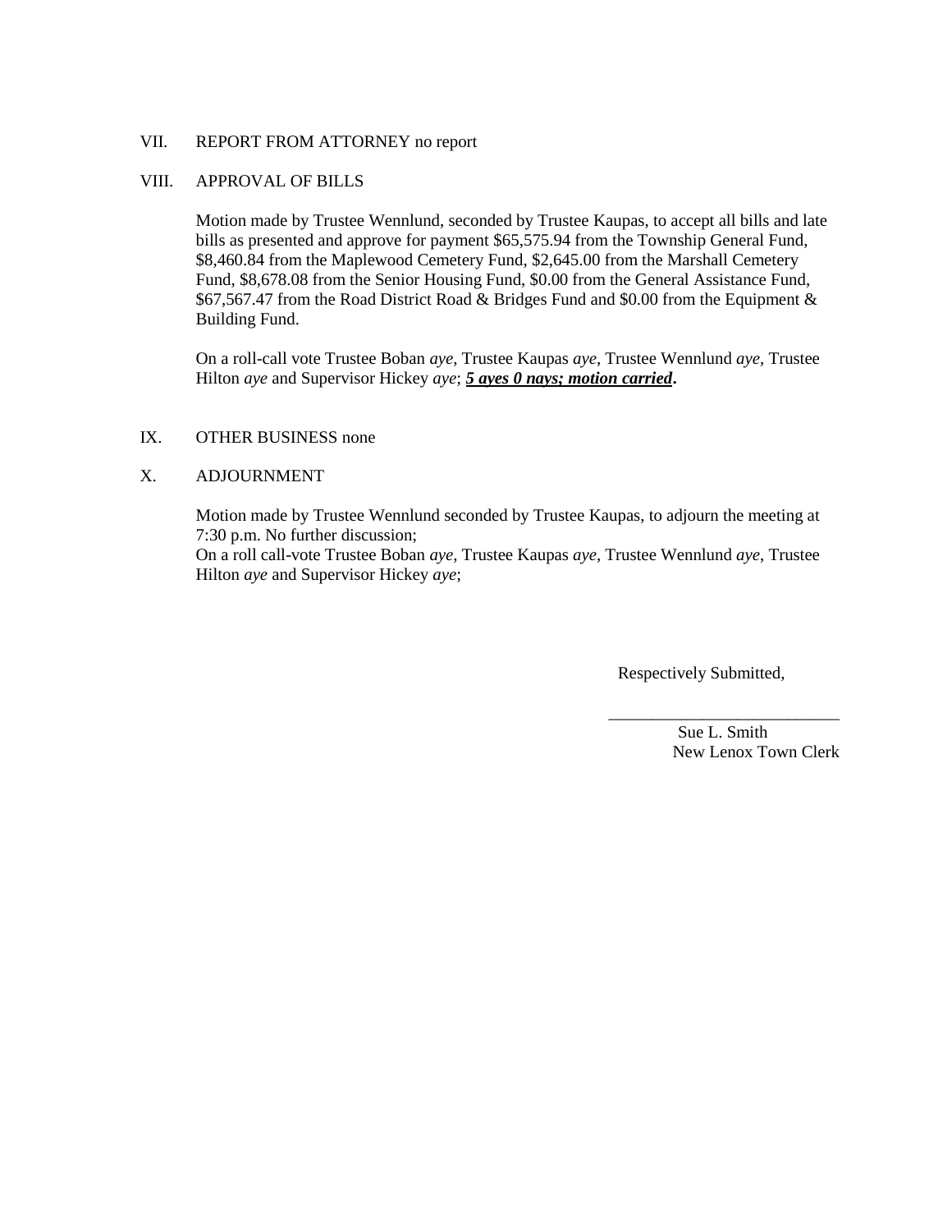VII. REPORT FROM ATTORNEY no report

VIII. APPROVAL OF BILLS

Motion made by Trustee Wennlund, seconded by Trustee Kaupas, to accept all bills and late bills as presented and approve for payment $65,575.94 from the Township General Fund, $8,460.84 from the Maplewood Cemetery Fund, $2,645.00 from the Marshall Cemetery Fund, $8,678.08 from the Senior Housing Fund, $0.00 from the General Assistance Fund, $67,567.47 from the Road District Road & Bridges Fund and $0.00 from the Equipment & Building Fund.

On a roll-call vote Trustee Boban *aye*, Trustee Kaupas *aye*, Trustee Wennlund *aye*, Trustee Hilton *aye* and Supervisor Hickey *aye*; ***5 ayes 0 nays; motion carried*.**

IX. OTHER BUSINESS none

X. ADJOURNMENT

Motion made by Trustee Wennlund seconded by Trustee Kaupas, to adjourn the meeting at 7:30 p.m. No further discussion;
On a roll call-vote Trustee Boban *aye*, Trustee Kaupas *aye*, Trustee Wennlund *aye*, Trustee Hilton *aye* and Supervisor Hickey *aye*;

Respectively Submitted,

___________________________

Sue L. Smith
New Lenox Town Clerk